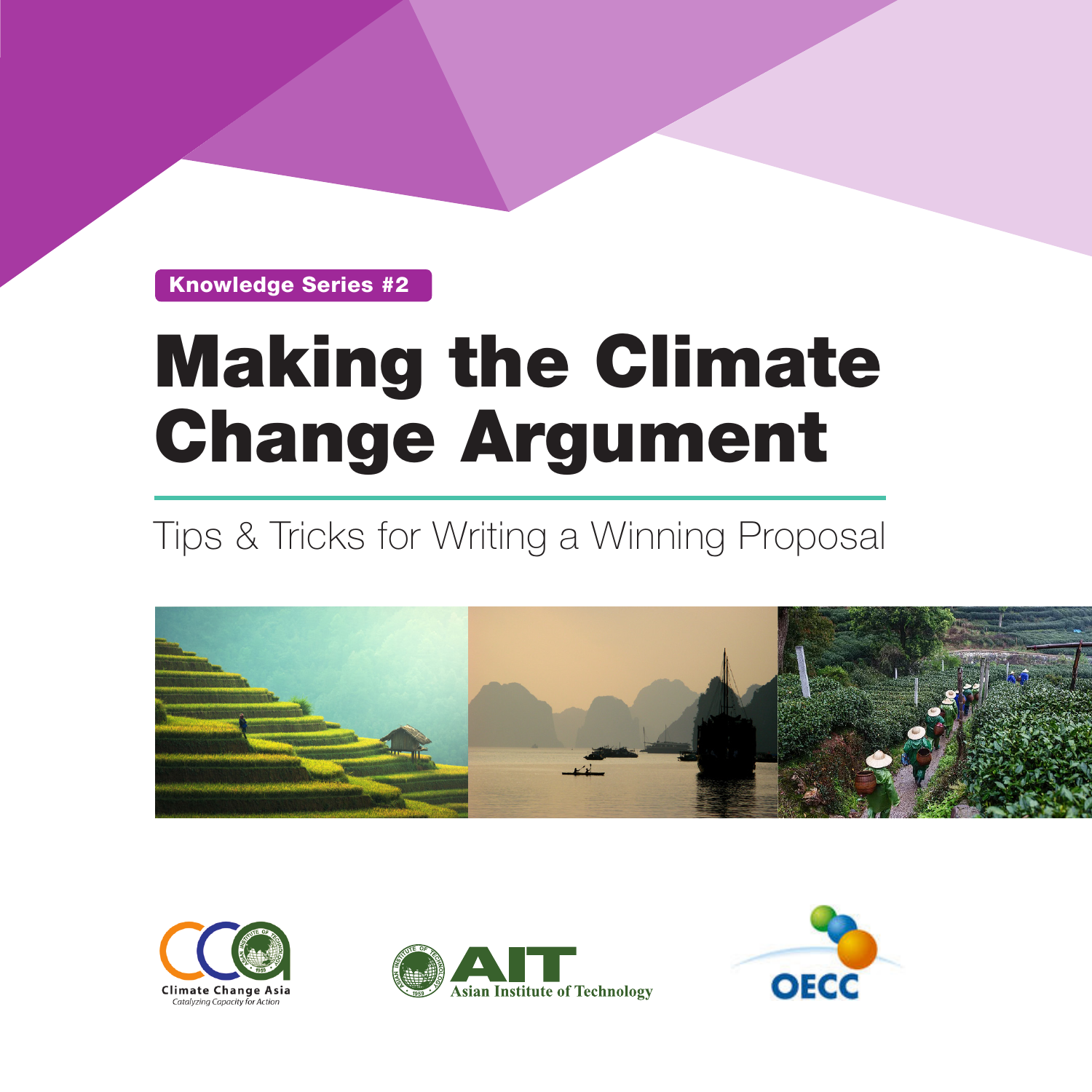Knowledge Series #2

# Making the Climate Change Argument

## Tips & Tricks for Writing a Winning Proposal

Climate Change Asia
*Catalyzing Capacity for Action*

AIT
Asian Institute of Technology

OECC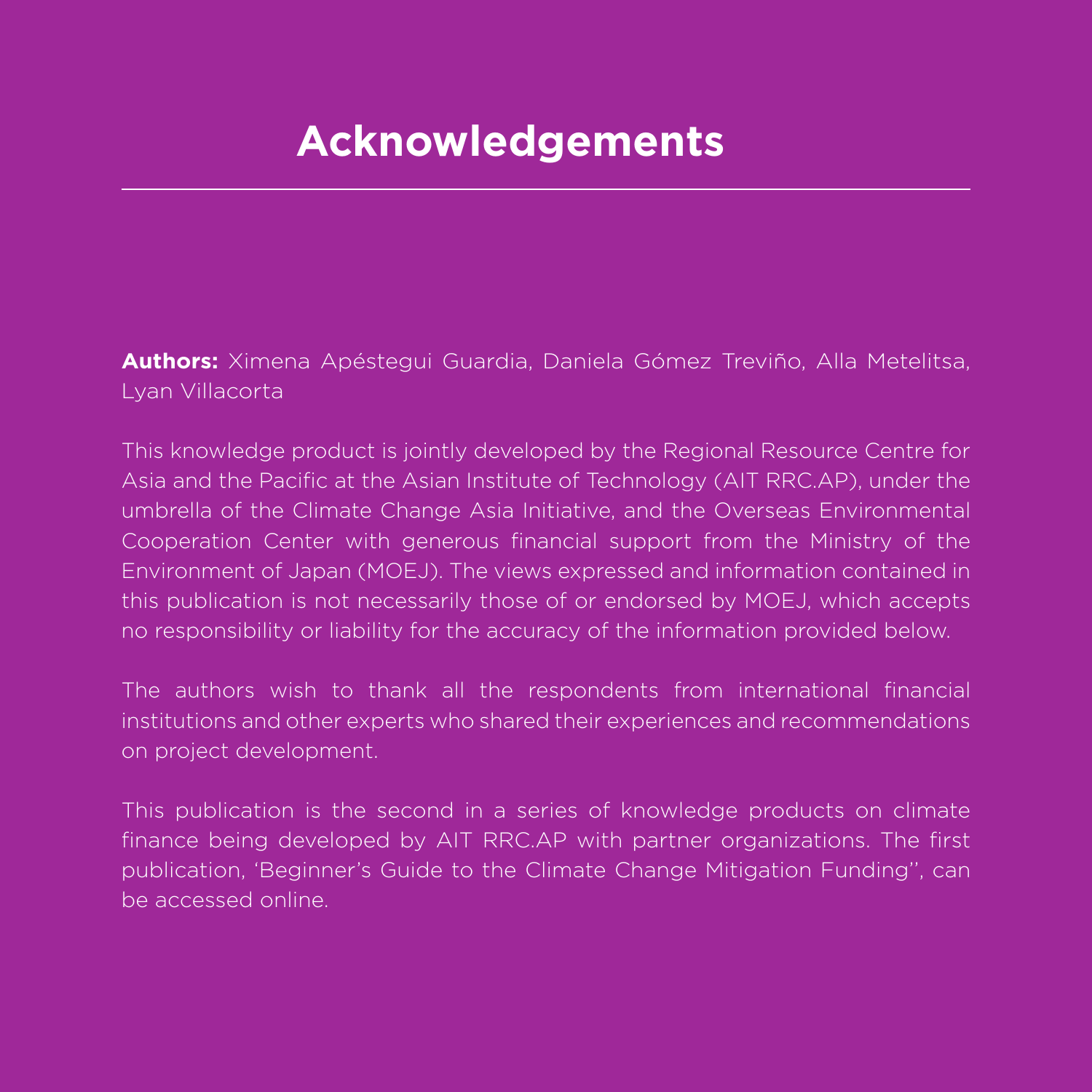# Acknowledgements

**Authors:** Ximena Apéstegui Guardia, Daniela Gómez Treviño, Alla Metelitsa, Lyan Villacorta

This knowledge product is jointly developed by the Regional Resource Centre for Asia and the Pacific at the Asian Institute of Technology (AIT RRC.AP), under the umbrella of the Climate Change Asia Initiative, and the Overseas Environmental Cooperation Center with generous financial support from the Ministry of the Environment of Japan (MOEJ). The views expressed and information contained in this publication is not necessarily those of or endorsed by MOEJ, which accepts no responsibility or liability for the accuracy of the information provided below.

The authors wish to thank all the respondents from international financial institutions and other experts who shared their experiences and recommendations on project development.

This publication is the second in a series of knowledge products on climate finance being developed by AIT RRC.AP with partner organizations. The first publication, 'Beginner's Guide to the Climate Change Mitigation Funding'', can be accessed online.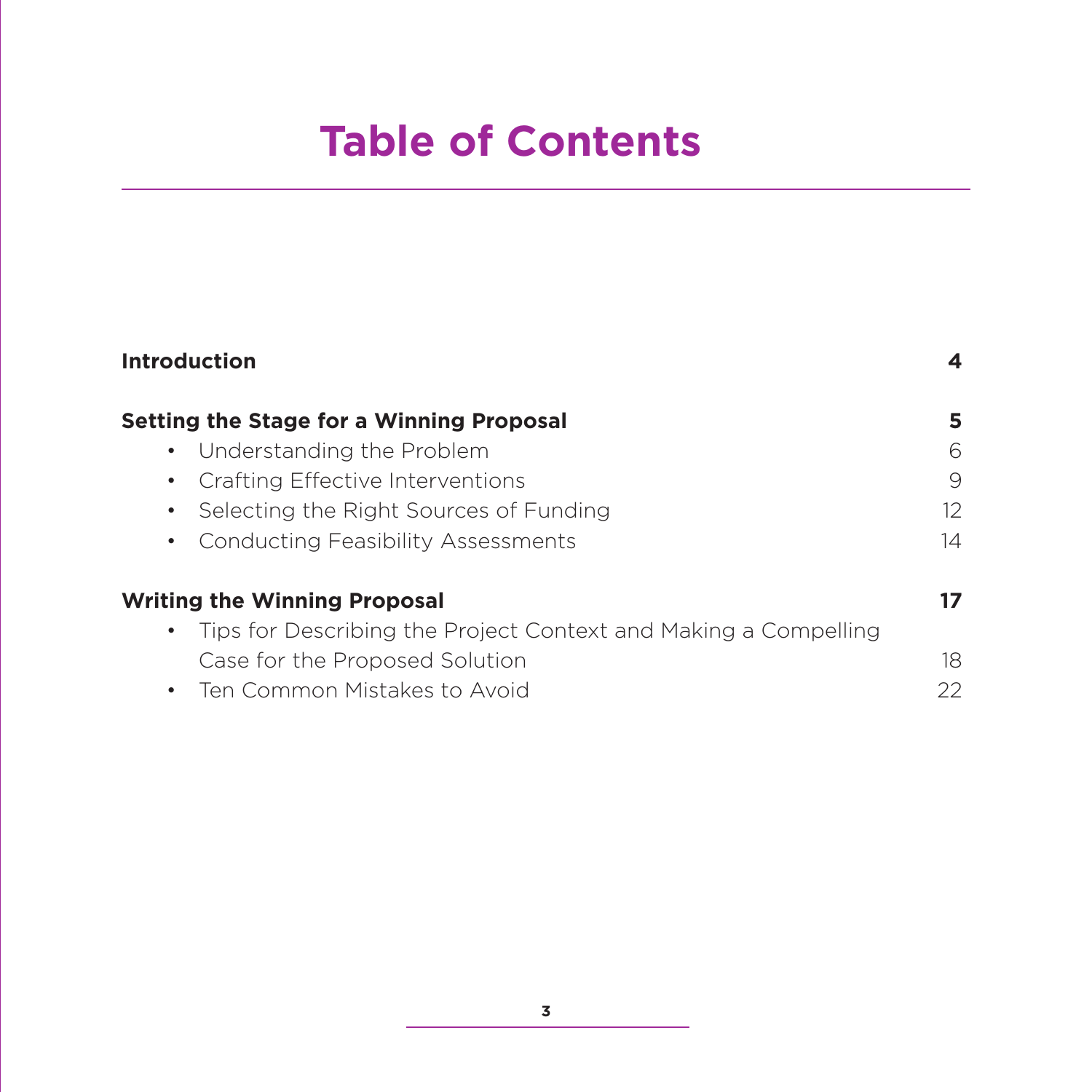# Table of Contents

**Introduction** **4**

**Setting the Stage for a Winning Proposal** **5**

- Understanding the Problem 6
- Crafting Effective Interventions 9
- Selecting the Right Sources of Funding 12
- Conducting Feasibility Assessments 14

**Writing the Winning Proposal** **17**

- Tips for Describing the Project Context and Making a Compelling Case for the Proposed Solution 18
- Ten Common Mistakes to Avoid 22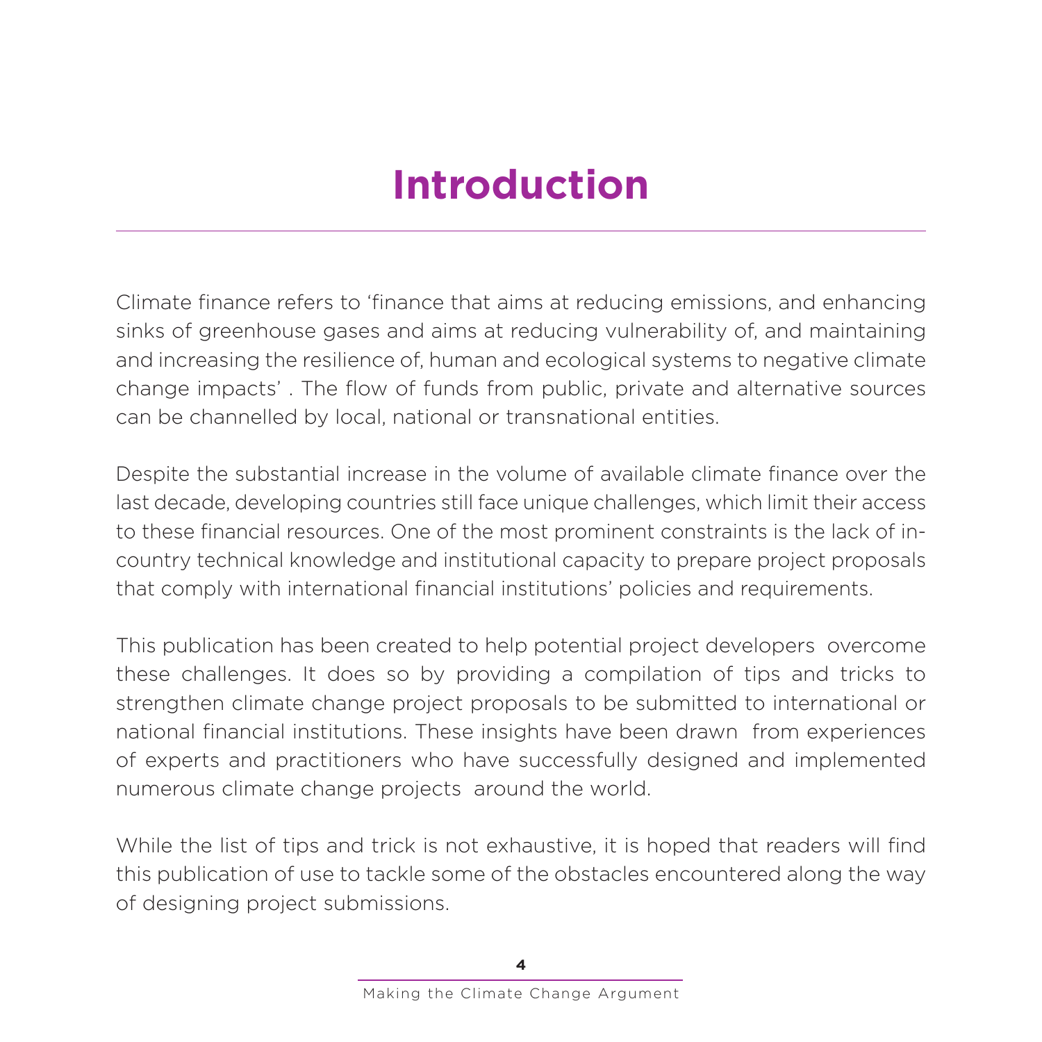# Introduction

Climate finance refers to 'finance that aims at reducing emissions, and enhancing sinks of greenhouse gases and aims at reducing vulnerability of, and maintaining and increasing the resilience of, human and ecological systems to negative climate change impacts' . The flow of funds from public, private and alternative sources can be channelled by local, national or transnational entities.

Despite the substantial increase in the volume of available climate finance over the last decade, developing countries still face unique challenges, which limit their access to these financial resources. One of the most prominent constraints is the lack of in-country technical knowledge and institutional capacity to prepare project proposals that comply with international financial institutions' policies and requirements.

This publication has been created to help potential project developers overcome these challenges. It does so by providing a compilation of tips and tricks to strengthen climate change project proposals to be submitted to international or national financial institutions. These insights have been drawn from experiences of experts and practitioners who have successfully designed and implemented numerous climate change projects around the world.

While the list of tips and trick is not exhaustive, it is hoped that readers will find this publication of use to tackle some of the obstacles encountered along the way of designing project submissions.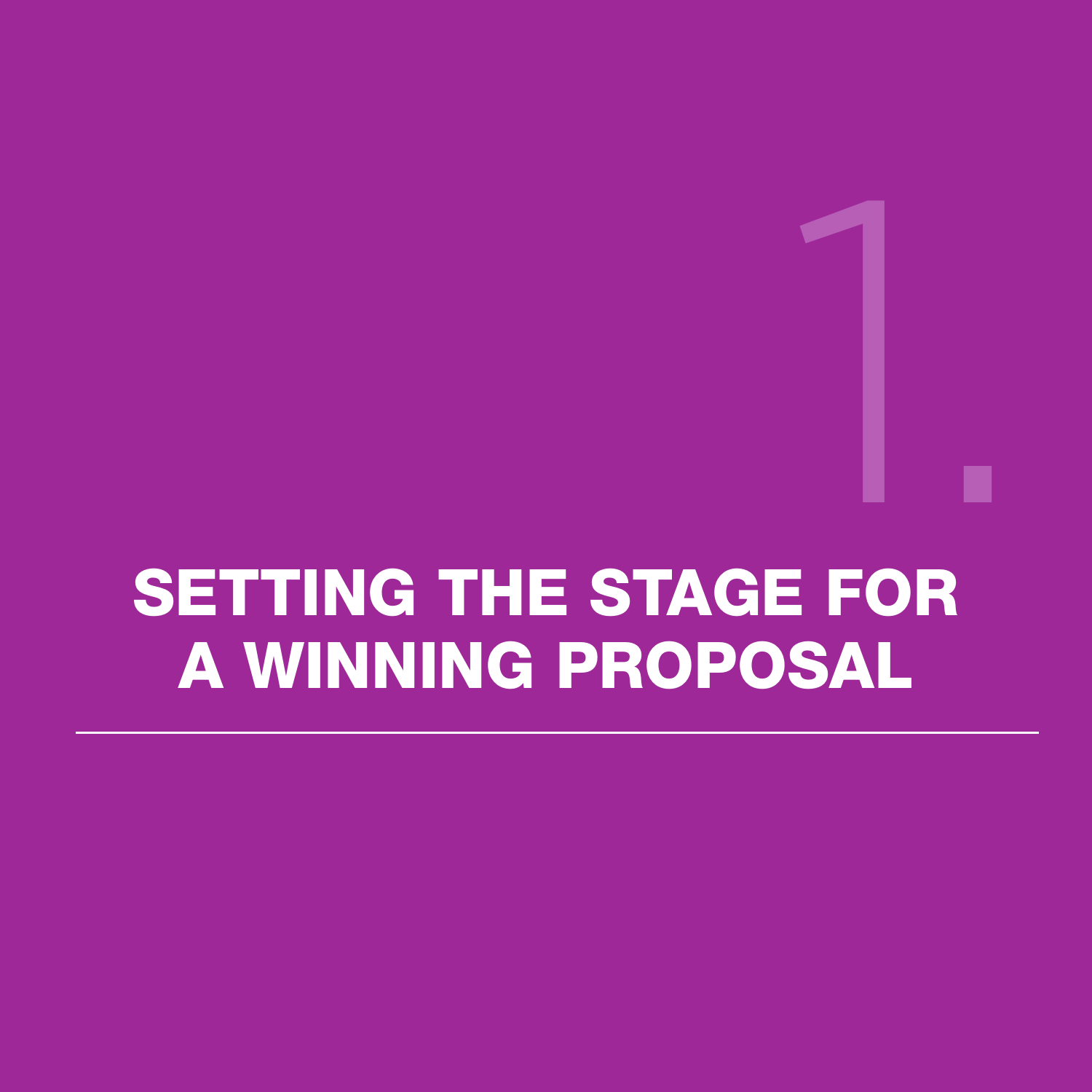# 1. SETTING THE STAGE FOR A WINNING PROPOSAL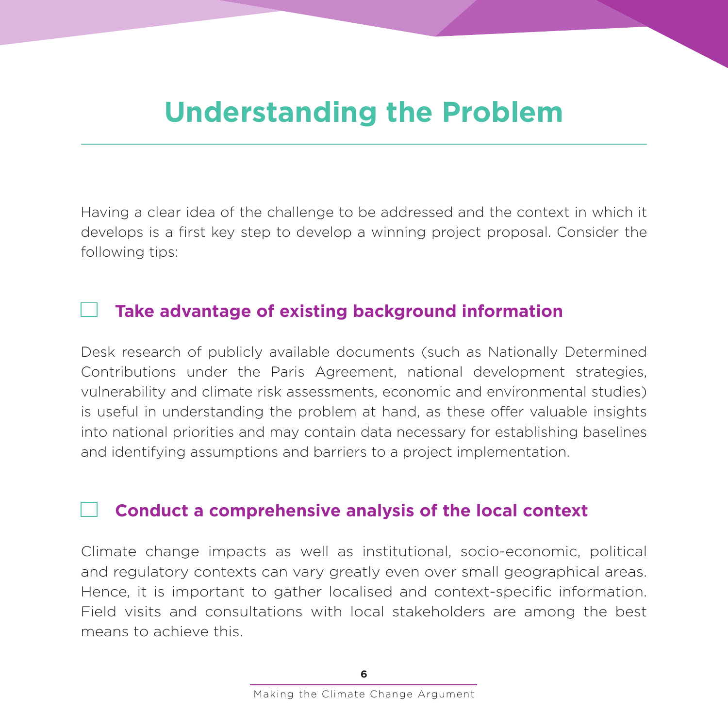# Understanding the Problem

Having a clear idea of the challenge to be addressed and the context in which it develops is a first key step to develop a winning project proposal. Consider the following tips:

## Take advantage of existing background information

Desk research of publicly available documents (such as Nationally Determined Contributions under the Paris Agreement, national development strategies, vulnerability and climate risk assessments, economic and environmental studies) is useful in understanding the problem at hand, as these offer valuable insights into national priorities and may contain data necessary for establishing baselines and identifying assumptions and barriers to a project implementation.

## Conduct a comprehensive analysis of the local context

Climate change impacts as well as institutional, socio-economic, political and regulatory contexts can vary greatly even over small geographical areas. Hence, it is important to gather localised and context-specific information. Field visits and consultations with local stakeholders are among the best means to achieve this.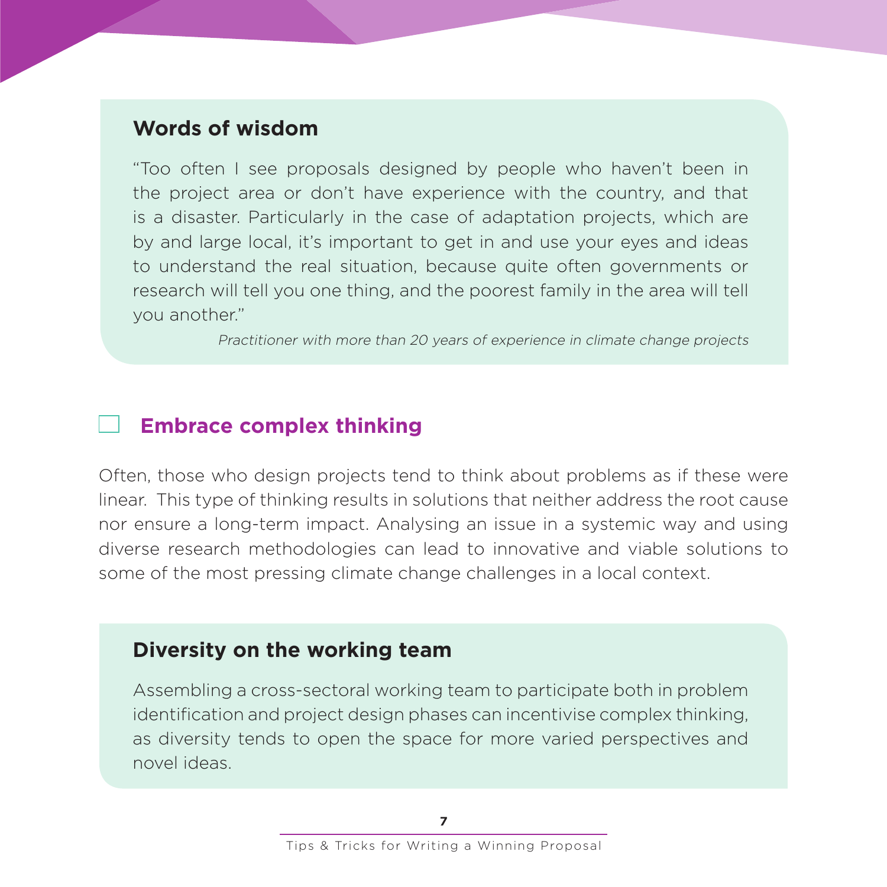### Words of wisdom

"Too often I see proposals designed by people who haven't been in the project area or don't have experience with the country, and that is a disaster. Particularly in the case of adaptation projects, which are by and large local, it's important to get in and use your eyes and ideas to understand the real situation, because quite often governments or research will tell you one thing, and the poorest family in the area will tell you another."

*Practitioner with more than 20 years of experience in climate change projects*

## Embrace complex thinking

Often, those who design projects tend to think about problems as if these were linear. This type of thinking results in solutions that neither address the root cause nor ensure a long-term impact. Analysing an issue in a systemic way and using diverse research methodologies can lead to innovative and viable solutions to some of the most pressing climate change challenges in a local context.

### Diversity on the working team

Assembling a cross-sectoral working team to participate both in problem identification and project design phases can incentivise complex thinking, as diversity tends to open the space for more varied perspectives and novel ideas.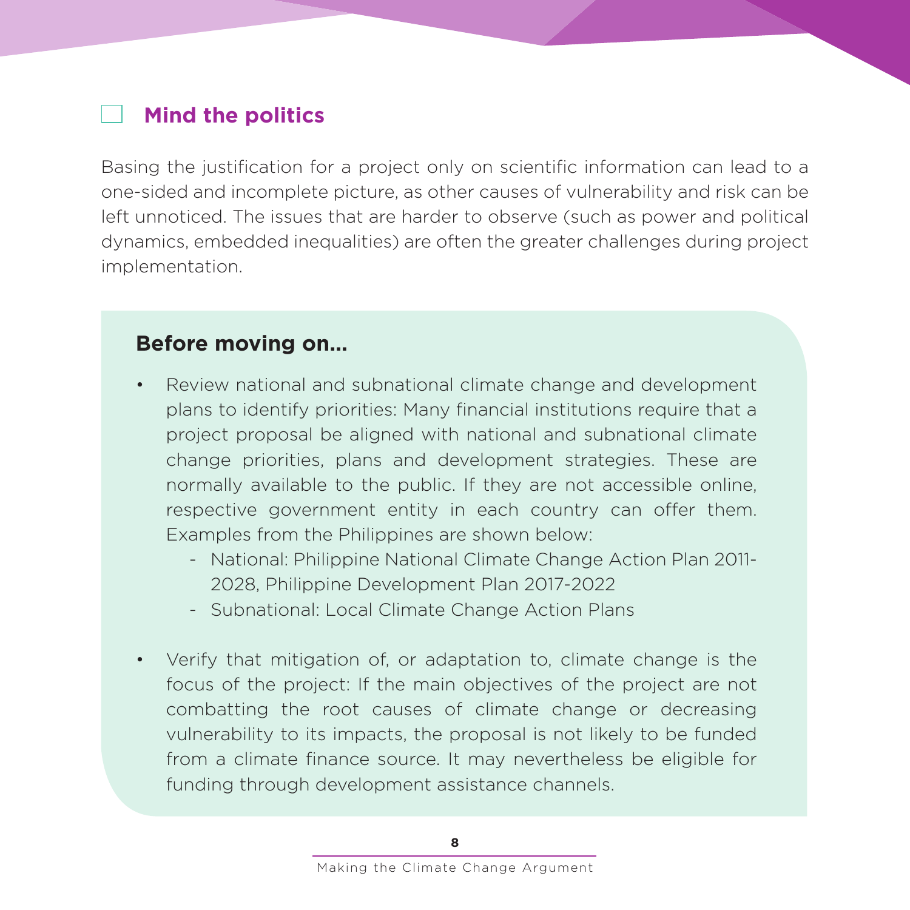## Mind the politics

Basing the justification for a project only on scientific information can lead to a one-sided and incomplete picture, as other causes of vulnerability and risk can be left unnoticed. The issues that are harder to observe (such as power and political dynamics, embedded inequalities) are often the greater challenges during project implementation.

### Before moving on...

- Review national and subnational climate change and development plans to identify priorities: Many financial institutions require that a project proposal be aligned with national and subnational climate change priorities, plans and development strategies. These are normally available to the public. If they are not accessible online, respective government entity in each country can offer them. Examples from the Philippines are shown below:
  - National: Philippine National Climate Change Action Plan 2011-2028, Philippine Development Plan 2017-2022
  - Subnational: Local Climate Change Action Plans

- Verify that mitigation of, or adaptation to, climate change is the focus of the project: If the main objectives of the project are not combatting the root causes of climate change or decreasing vulnerability to its impacts, the proposal is not likely to be funded from a climate finance source. It may nevertheless be eligible for funding through development assistance channels.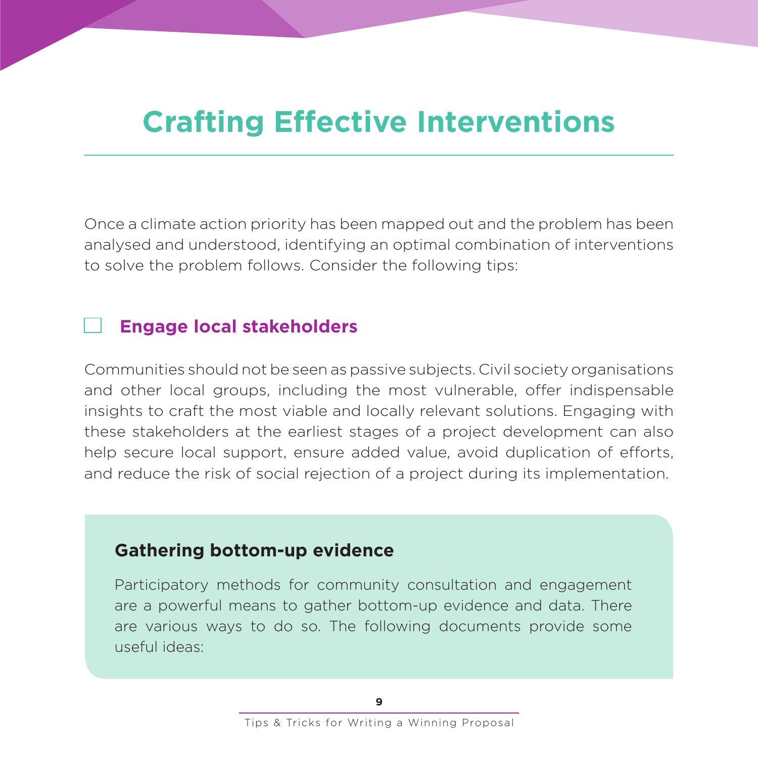# Crafting Effective Interventions

Once a climate action priority has been mapped out and the problem has been analysed and understood, identifying an optimal combination of interventions to solve the problem follows. Consider the following tips:

## Engage local stakeholders

Communities should not be seen as passive subjects. Civil society organisations and other local groups, including the most vulnerable, offer indispensable insights to craft the most viable and locally relevant solutions. Engaging with these stakeholders at the earliest stages of a project development can also help secure local support, ensure added value, avoid duplication of efforts, and reduce the risk of social rejection of a project during its implementation.

### Gathering bottom-up evidence

Participatory methods for community consultation and engagement are a powerful means to gather bottom-up evidence and data. There are various ways to do so. The following documents provide some useful ideas: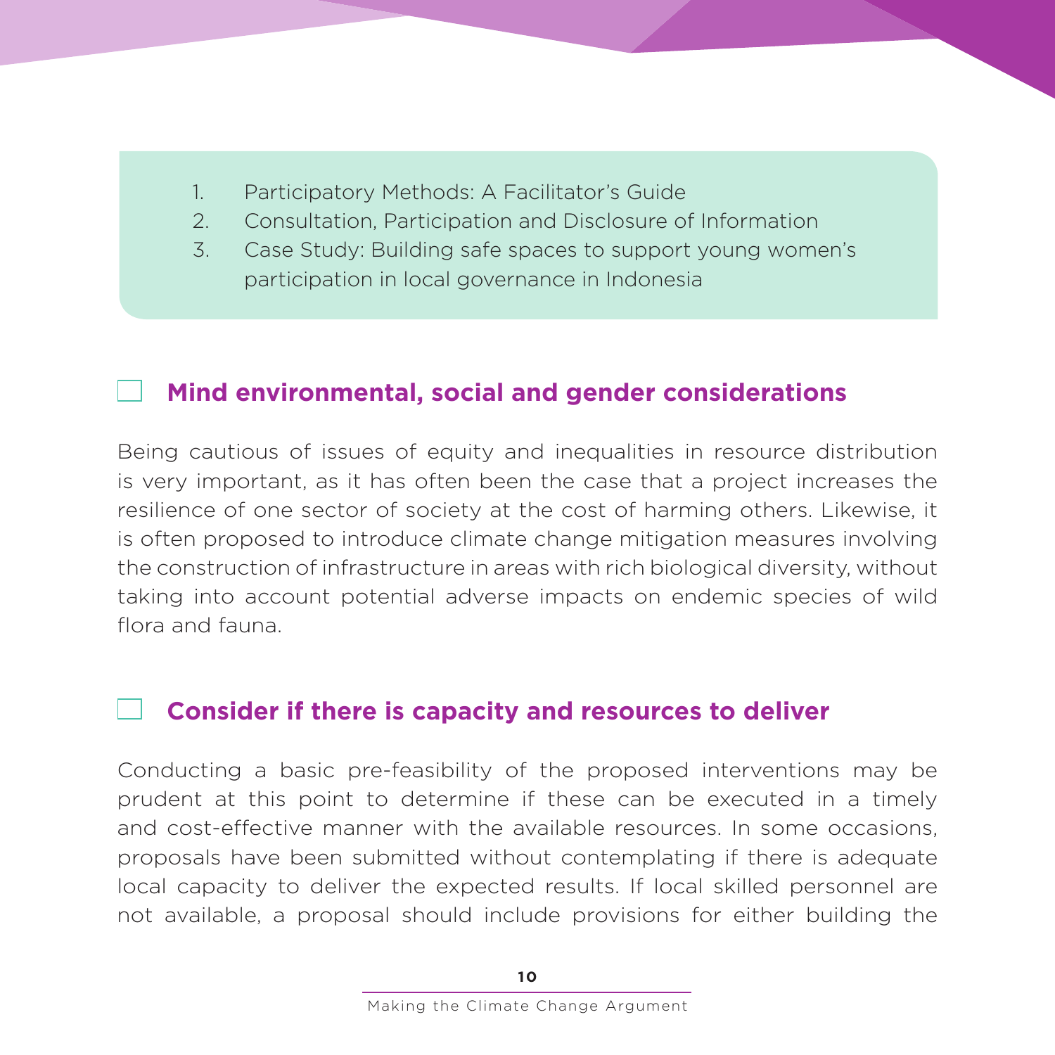1. Participatory Methods: A Facilitator's Guide
2. Consultation, Participation and Disclosure of Information
3. Case Study: Building safe spaces to support young women's participation in local governance in Indonesia

## Mind environmental, social and gender considerations

Being cautious of issues of equity and inequalities in resource distribution is very important, as it has often been the case that a project increases the resilience of one sector of society at the cost of harming others. Likewise, it is often proposed to introduce climate change mitigation measures involving the construction of infrastructure in areas with rich biological diversity, without taking into account potential adverse impacts on endemic species of wild flora and fauna.

## Consider if there is capacity and resources to deliver

Conducting a basic pre-feasibility of the proposed interventions may be prudent at this point to determine if these can be executed in a timely and cost-effective manner with the available resources. In some occasions, proposals have been submitted without contemplating if there is adequate local capacity to deliver the expected results. If local skilled personnel are not available, a proposal should include provisions for either building the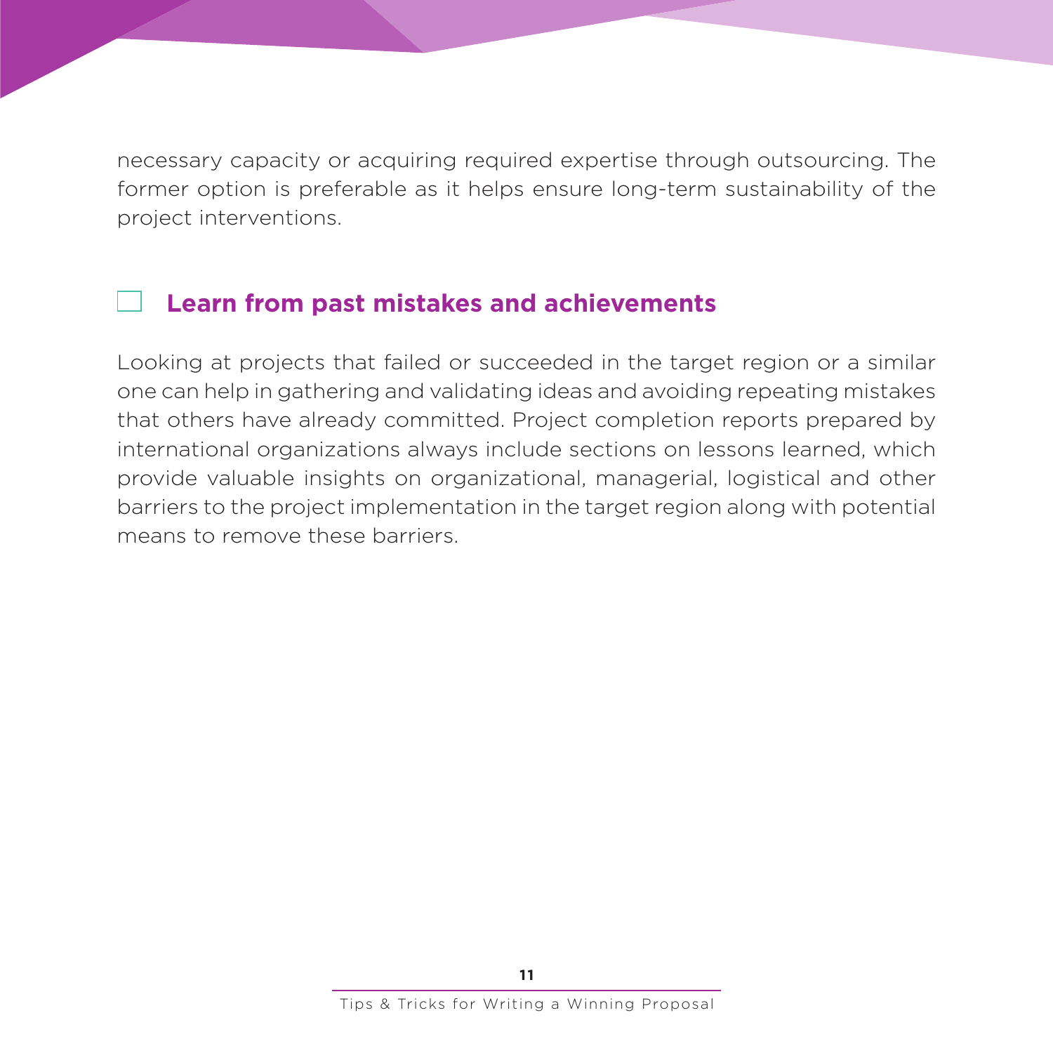necessary capacity or acquiring required expertise through outsourcing. The former option is preferable as it helps ensure long-term sustainability of the project interventions.

## Learn from past mistakes and achievements

Looking at projects that failed or succeeded in the target region or a similar one can help in gathering and validating ideas and avoiding repeating mistakes that others have already committed. Project completion reports prepared by international organizations always include sections on lessons learned, which provide valuable insights on organizational, managerial, logistical and other barriers to the project implementation in the target region along with potential means to remove these barriers.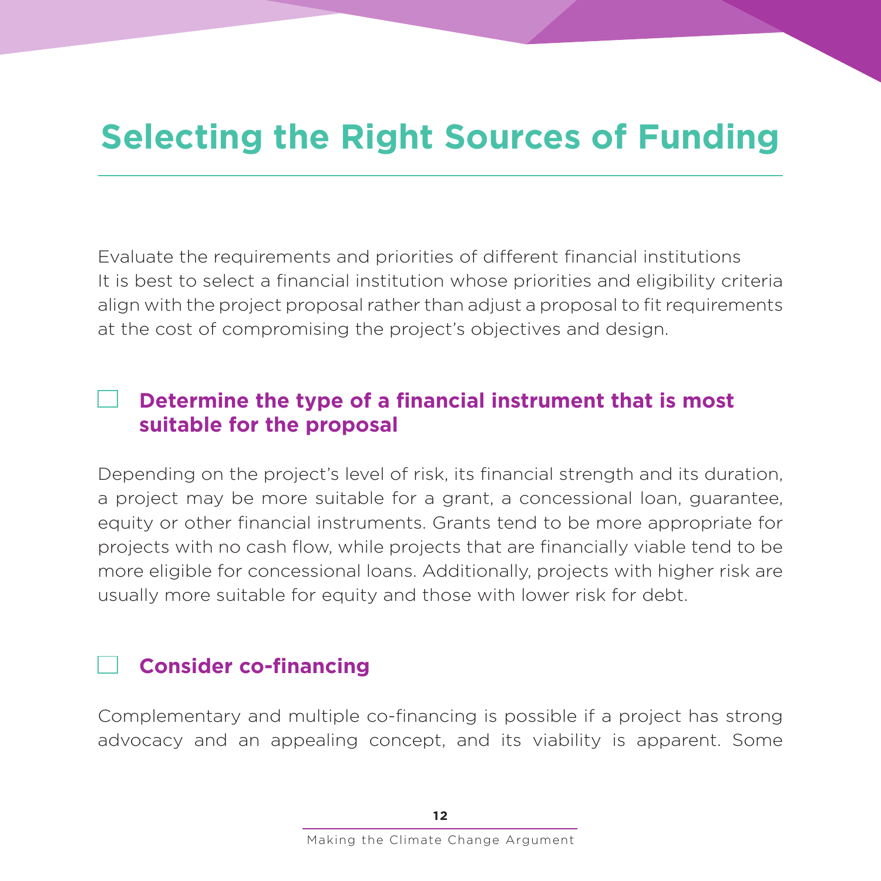# Selecting the Right Sources of Funding

Evaluate the requirements and priorities of different financial institutions
It is best to select a financial institution whose priorities and eligibility criteria align with the project proposal rather than adjust a proposal to fit requirements at the cost of compromising the project's objectives and design.

### ☐ Determine the type of a financial instrument that is most suitable for the proposal

Depending on the project's level of risk, its financial strength and its duration, a project may be more suitable for a grant, a concessional loan, guarantee, equity or other financial instruments. Grants tend to be more appropriate for projects with no cash flow, while projects that are financially viable tend to be more eligible for concessional loans. Additionally, projects with higher risk are usually more suitable for equity and those with lower risk for debt.

### ☐ Consider co-financing

Complementary and multiple co-financing is possible if a project has strong advocacy and an appealing concept, and its viability is apparent. Some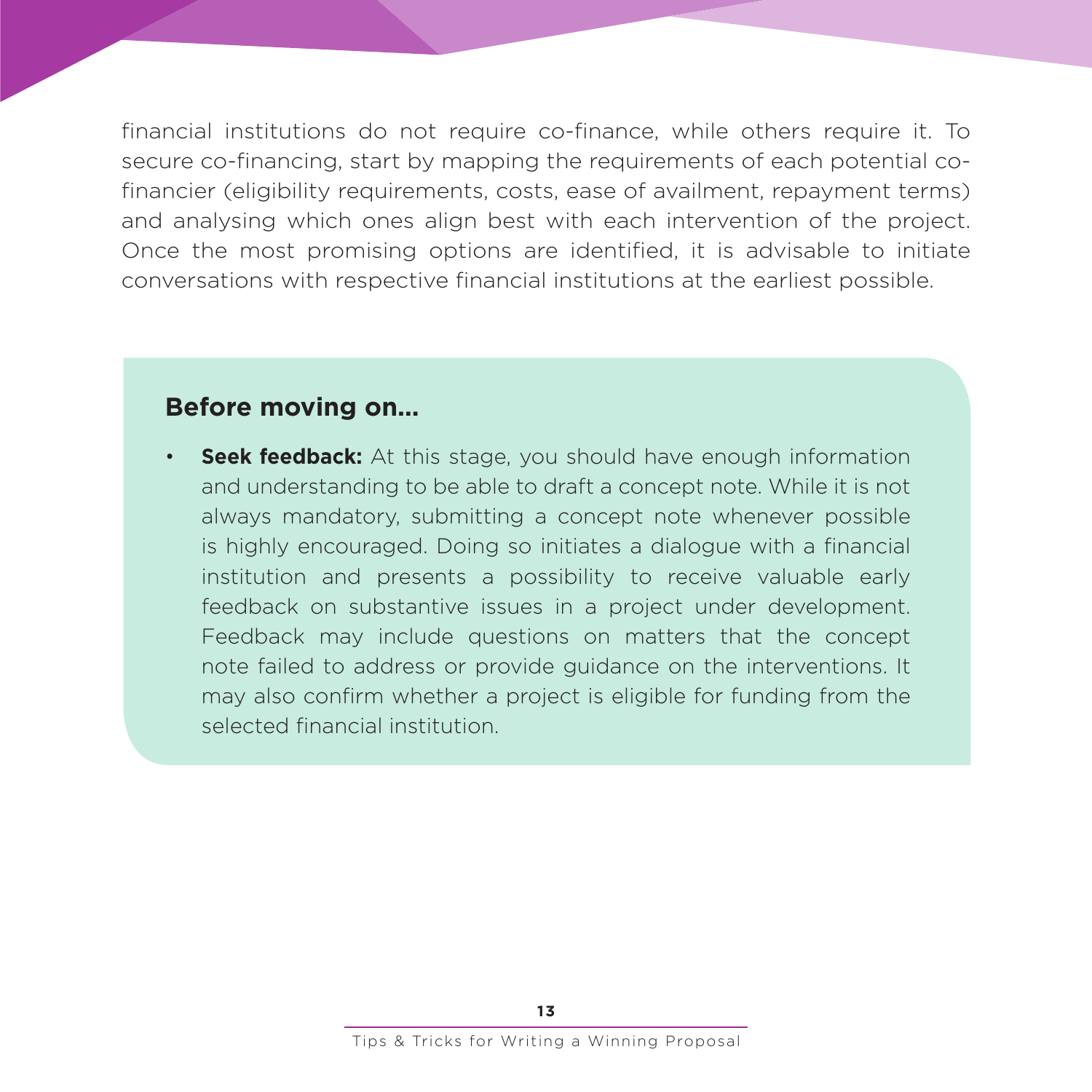financial institutions do not require co-finance, while others require it. To secure co-financing, start by mapping the requirements of each potential co-financier (eligibility requirements, costs, ease of availment, repayment terms) and analysing which ones align best with each intervention of the project. Once the most promising options are identified, it is advisable to initiate conversations with respective financial institutions at the earliest possible.

### Before moving on...

- **Seek feedback:** At this stage, you should have enough information and understanding to be able to draft a concept note. While it is not always mandatory, submitting a concept note whenever possible is highly encouraged. Doing so initiates a dialogue with a financial institution and presents a possibility to receive valuable early feedback on substantive issues in a project under development. Feedback may include questions on matters that the concept note failed to address or provide guidance on the interventions. It may also confirm whether a project is eligible for funding from the selected financial institution.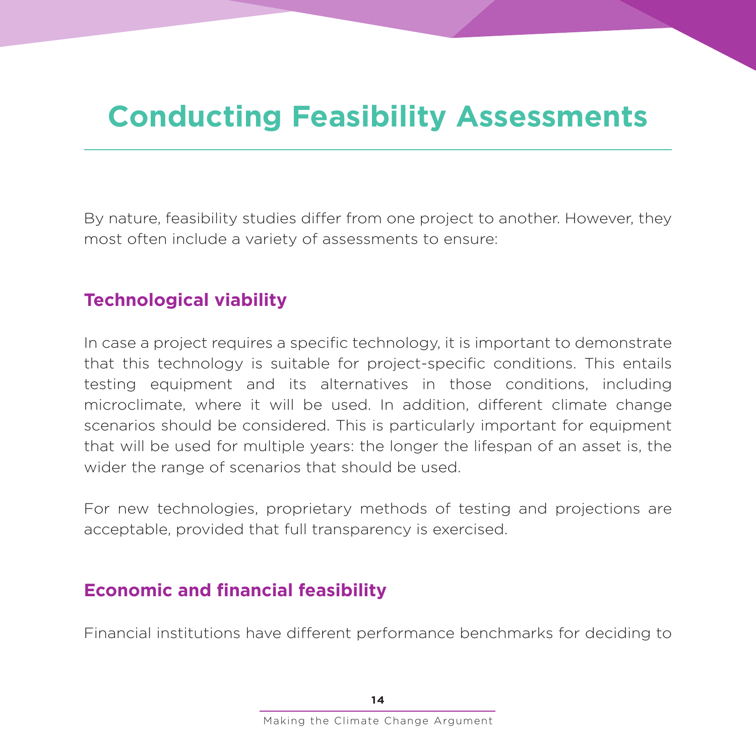# Conducting Feasibility Assessments

By nature, feasibility studies differ from one project to another. However, they most often include a variety of assessments to ensure:

## Technological viability

In case a project requires a specific technology, it is important to demonstrate that this technology is suitable for project-specific conditions. This entails testing equipment and its alternatives in those conditions, including microclimate, where it will be used. In addition, different climate change scenarios should be considered. This is particularly important for equipment that will be used for multiple years: the longer the lifespan of an asset is, the wider the range of scenarios that should be used.

For new technologies, proprietary methods of testing and projections are acceptable, provided that full transparency is exercised.

## Economic and financial feasibility

Financial institutions have different performance benchmarks for deciding to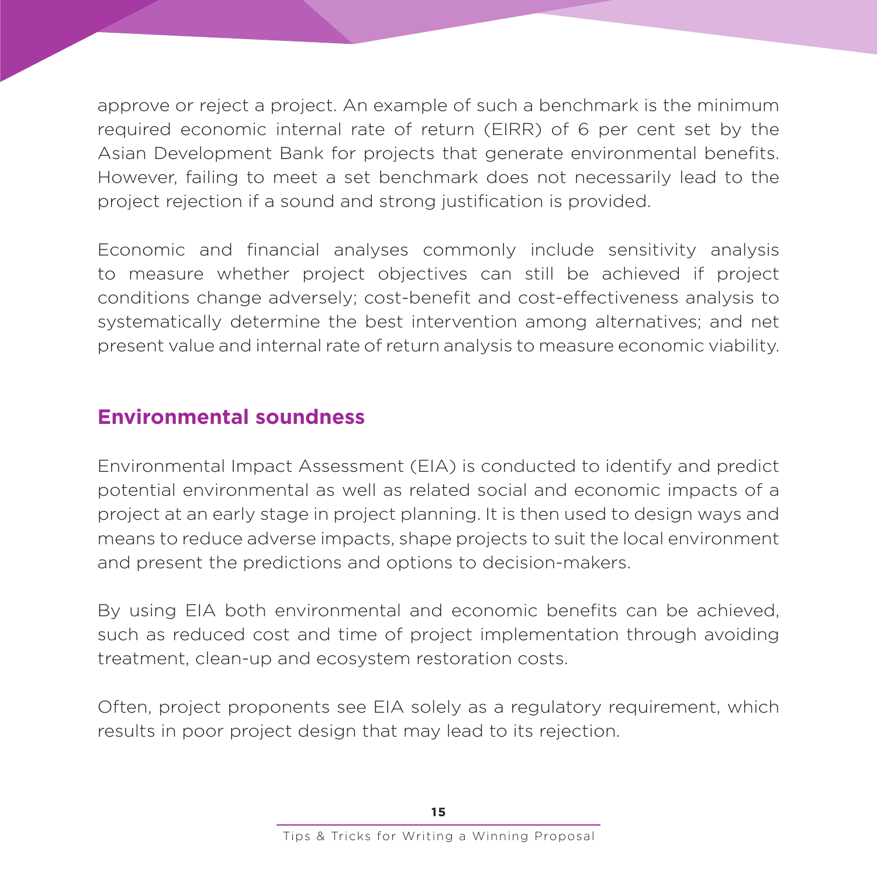approve or reject a project. An example of such a benchmark is the minimum required economic internal rate of return (EIRR) of 6 per cent set by the Asian Development Bank for projects that generate environmental benefits. However, failing to meet a set benchmark does not necessarily lead to the project rejection if a sound and strong justification is provided.

Economic and financial analyses commonly include sensitivity analysis to measure whether project objectives can still be achieved if project conditions change adversely; cost-benefit and cost-effectiveness analysis to systematically determine the best intervention among alternatives; and net present value and internal rate of return analysis to measure economic viability.

## Environmental soundness

Environmental Impact Assessment (EIA) is conducted to identify and predict potential environmental as well as related social and economic impacts of a project at an early stage in project planning. It is then used to design ways and means to reduce adverse impacts, shape projects to suit the local environment and present the predictions and options to decision-makers.

By using EIA both environmental and economic benefits can be achieved, such as reduced cost and time of project implementation through avoiding treatment, clean-up and ecosystem restoration costs.

Often, project proponents see EIA solely as a regulatory requirement, which results in poor project design that may lead to its rejection.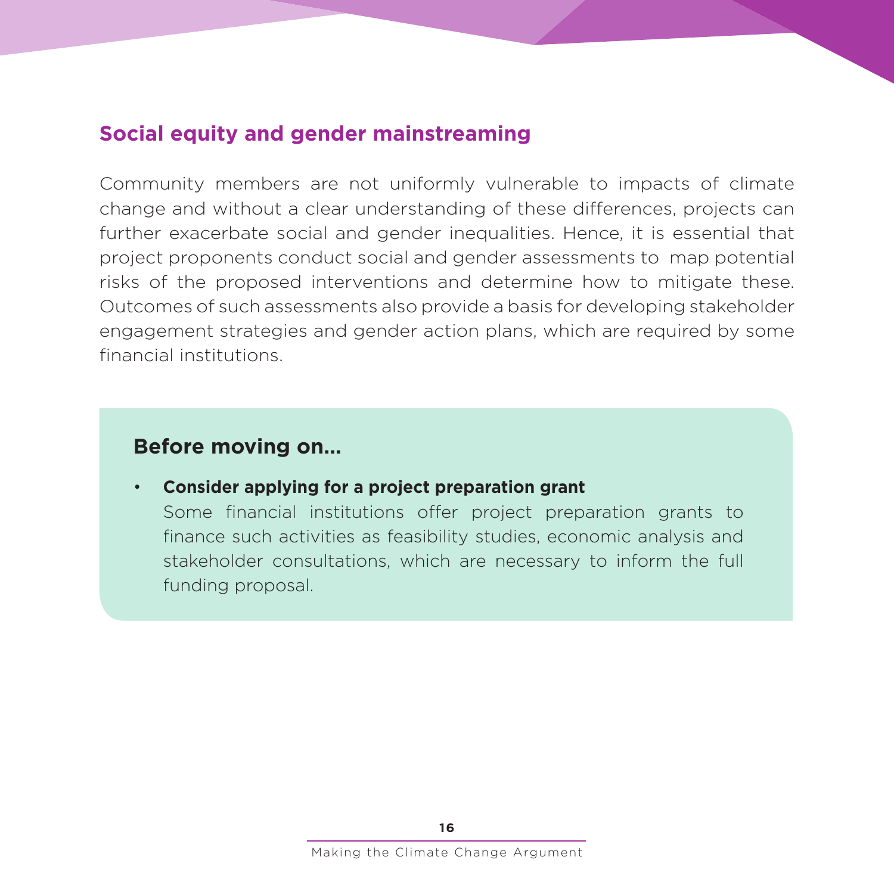## Social equity and gender mainstreaming

Community members are not uniformly vulnerable to impacts of climate change and without a clear understanding of these differences, projects can further exacerbate social and gender inequalities. Hence, it is essential that project proponents conduct social and gender assessments to map potential risks of the proposed interventions and determine how to mitigate these. Outcomes of such assessments also provide a basis for developing stakeholder engagement strategies and gender action plans, which are required by some financial institutions.

### Before moving on...

- **Consider applying for a project preparation grant**
  Some financial institutions offer project preparation grants to finance such activities as feasibility studies, economic analysis and stakeholder consultations, which are necessary to inform the full funding proposal.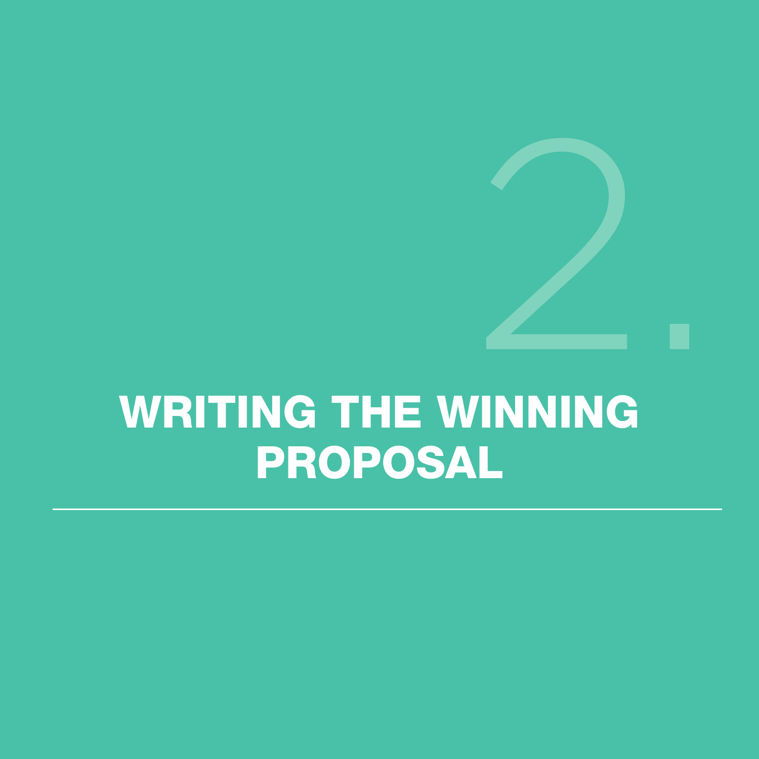# 2. WRITING THE WINNING PROPOSAL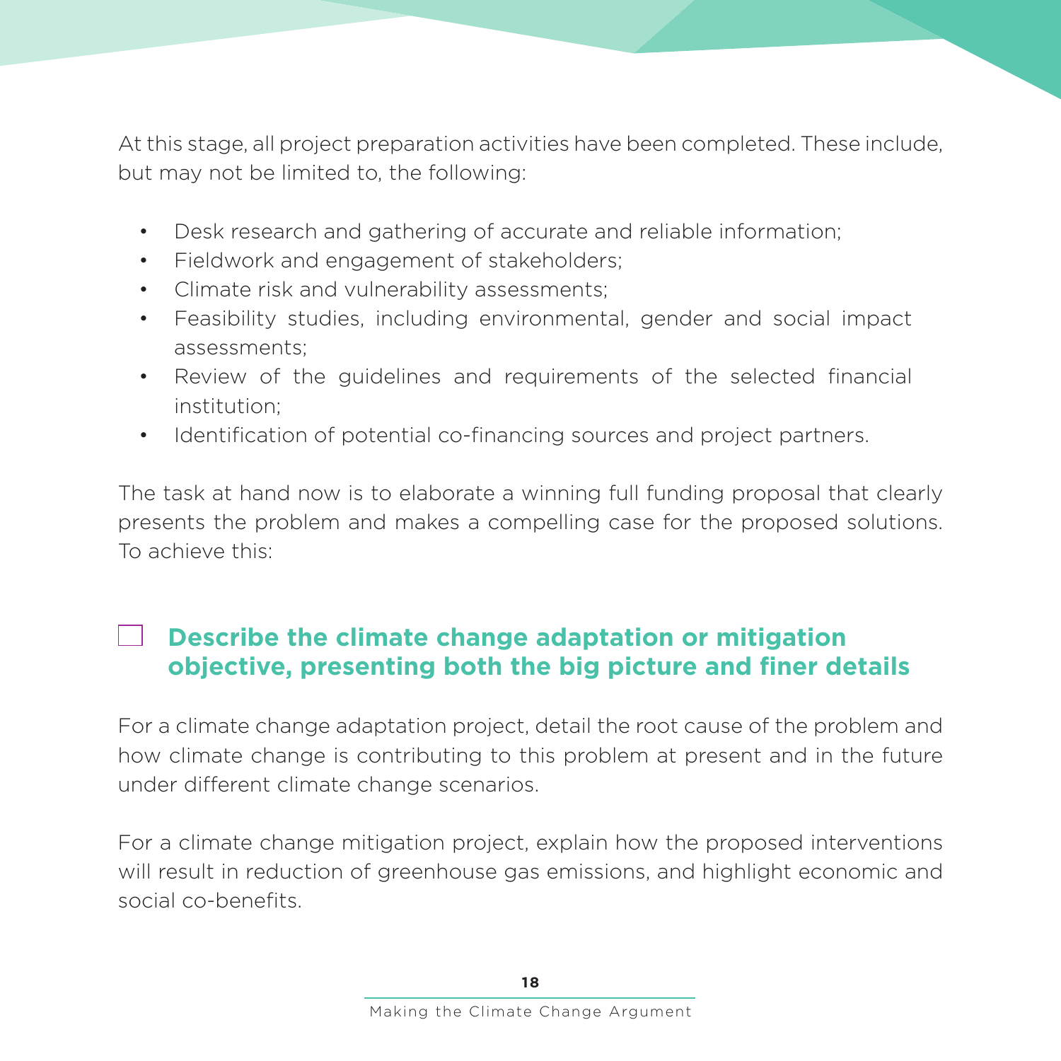At this stage, all project preparation activities have been completed. These include, but may not be limited to, the following:

- Desk research and gathering of accurate and reliable information;
- Fieldwork and engagement of stakeholders;
- Climate risk and vulnerability assessments;
- Feasibility studies, including environmental, gender and social impact assessments;
- Review of the guidelines and requirements of the selected financial institution;
- Identification of potential co-financing sources and project partners.

The task at hand now is to elaborate a winning full funding proposal that clearly presents the problem and makes a compelling case for the proposed solutions. To achieve this:

### ☐ Describe the climate change adaptation or mitigation objective, presenting both the big picture and finer details

For a climate change adaptation project, detail the root cause of the problem and how climate change is contributing to this problem at present and in the future under different climate change scenarios.

For a climate change mitigation project, explain how the proposed interventions will result in reduction of greenhouse gas emissions, and highlight economic and social co-benefits.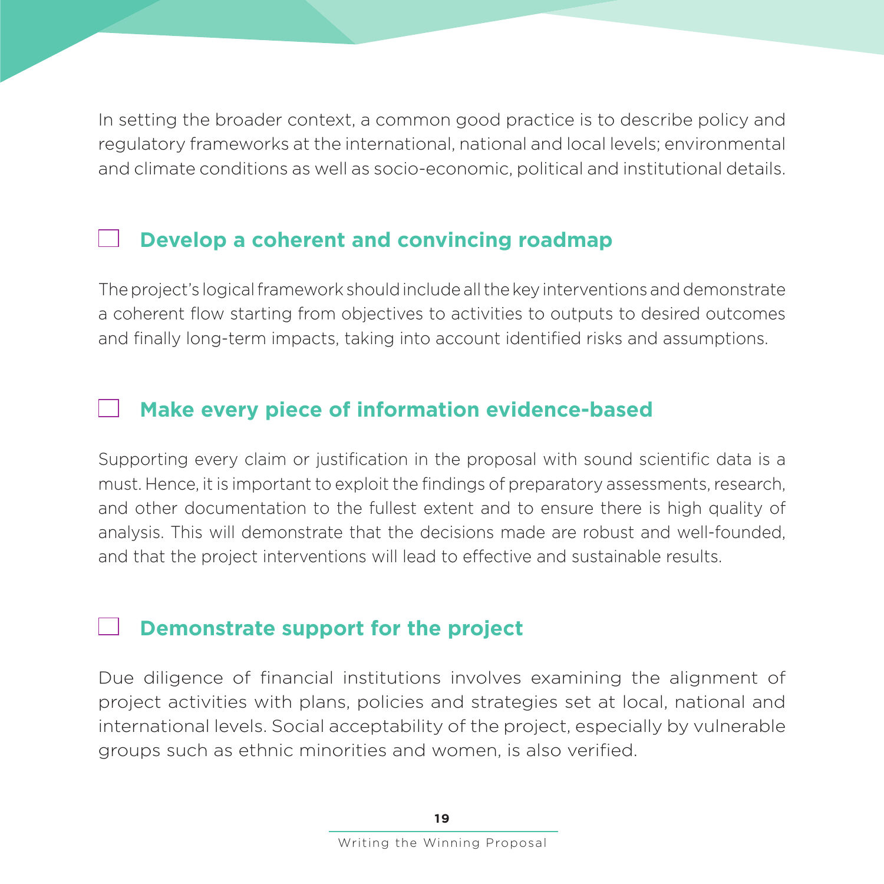In setting the broader context, a common good practice is to describe policy and regulatory frameworks at the international, national and local levels; environmental and climate conditions as well as socio-economic, political and institutional details.

## ☐ Develop a coherent and convincing roadmap

The project's logical framework should include all the key interventions and demonstrate a coherent flow starting from objectives to activities to outputs to desired outcomes and finally long-term impacts, taking into account identified risks and assumptions.

## ☐ Make every piece of information evidence-based

Supporting every claim or justification in the proposal with sound scientific data is a must. Hence, it is important to exploit the findings of preparatory assessments, research, and other documentation to the fullest extent and to ensure there is high quality of analysis. This will demonstrate that the decisions made are robust and well-founded, and that the project interventions will lead to effective and sustainable results.

## ☐ Demonstrate support for the project

Due diligence of financial institutions involves examining the alignment of project activities with plans, policies and strategies set at local, national and international levels. Social acceptability of the project, especially by vulnerable groups such as ethnic minorities and women, is also verified.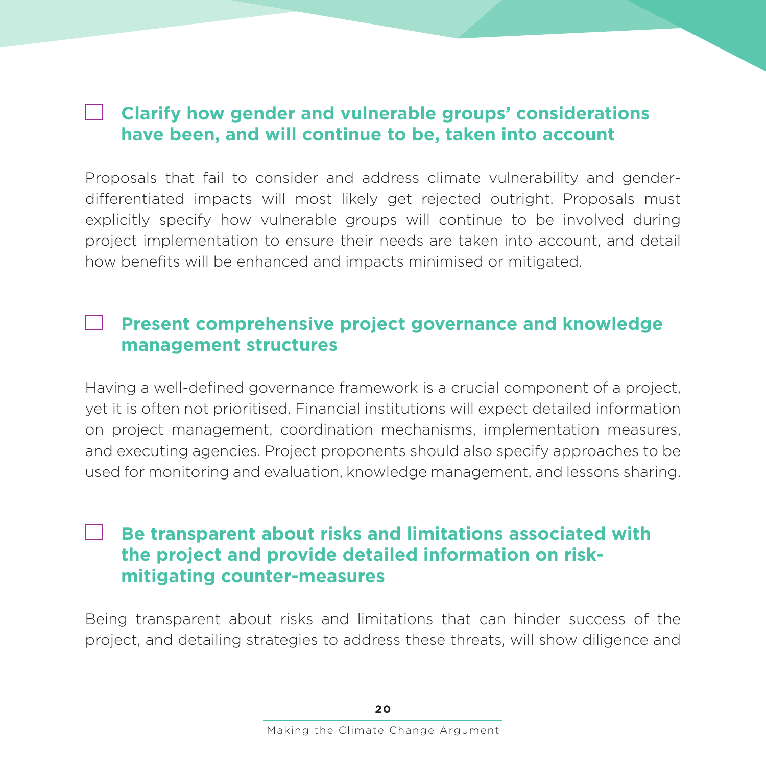### ☐ Clarify how gender and vulnerable groups' considerations have been, and will continue to be, taken into account

Proposals that fail to consider and address climate vulnerability and gender-differentiated impacts will most likely get rejected outright. Proposals must explicitly specify how vulnerable groups will continue to be involved during project implementation to ensure their needs are taken into account, and detail how benefits will be enhanced and impacts minimised or mitigated.

### ☐ Present comprehensive project governance and knowledge management structures

Having a well-defined governance framework is a crucial component of a project, yet it is often not prioritised. Financial institutions will expect detailed information on project management, coordination mechanisms, implementation measures, and executing agencies. Project proponents should also specify approaches to be used for monitoring and evaluation, knowledge management, and lessons sharing.

### ☐ Be transparent about risks and limitations associated with the project and provide detailed information on risk-mitigating counter-measures

Being transparent about risks and limitations that can hinder success of the project, and detailing strategies to address these threats, will show diligence and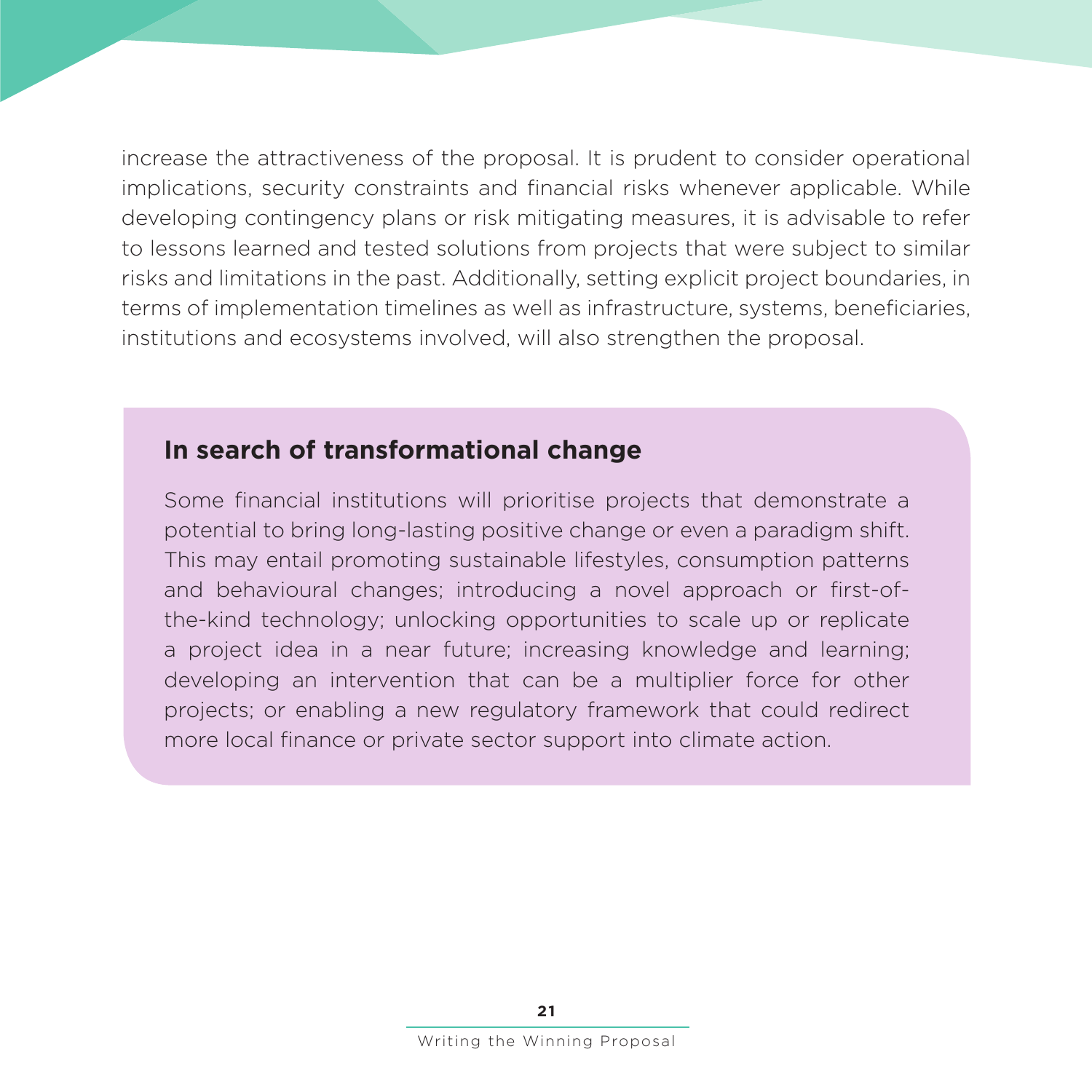increase the attractiveness of the proposal. It is prudent to consider operational implications, security constraints and financial risks whenever applicable. While developing contingency plans or risk mitigating measures, it is advisable to refer to lessons learned and tested solutions from projects that were subject to similar risks and limitations in the past. Additionally, setting explicit project boundaries, in terms of implementation timelines as well as infrastructure, systems, beneficiaries, institutions and ecosystems involved, will also strengthen the proposal.

### In search of transformational change

Some financial institutions will prioritise projects that demonstrate a potential to bring long-lasting positive change or even a paradigm shift. This may entail promoting sustainable lifestyles, consumption patterns and behavioural changes; introducing a novel approach or first-of-the-kind technology; unlocking opportunities to scale up or replicate a project idea in a near future; increasing knowledge and learning; developing an intervention that can be a multiplier force for other projects; or enabling a new regulatory framework that could redirect more local finance or private sector support into climate action.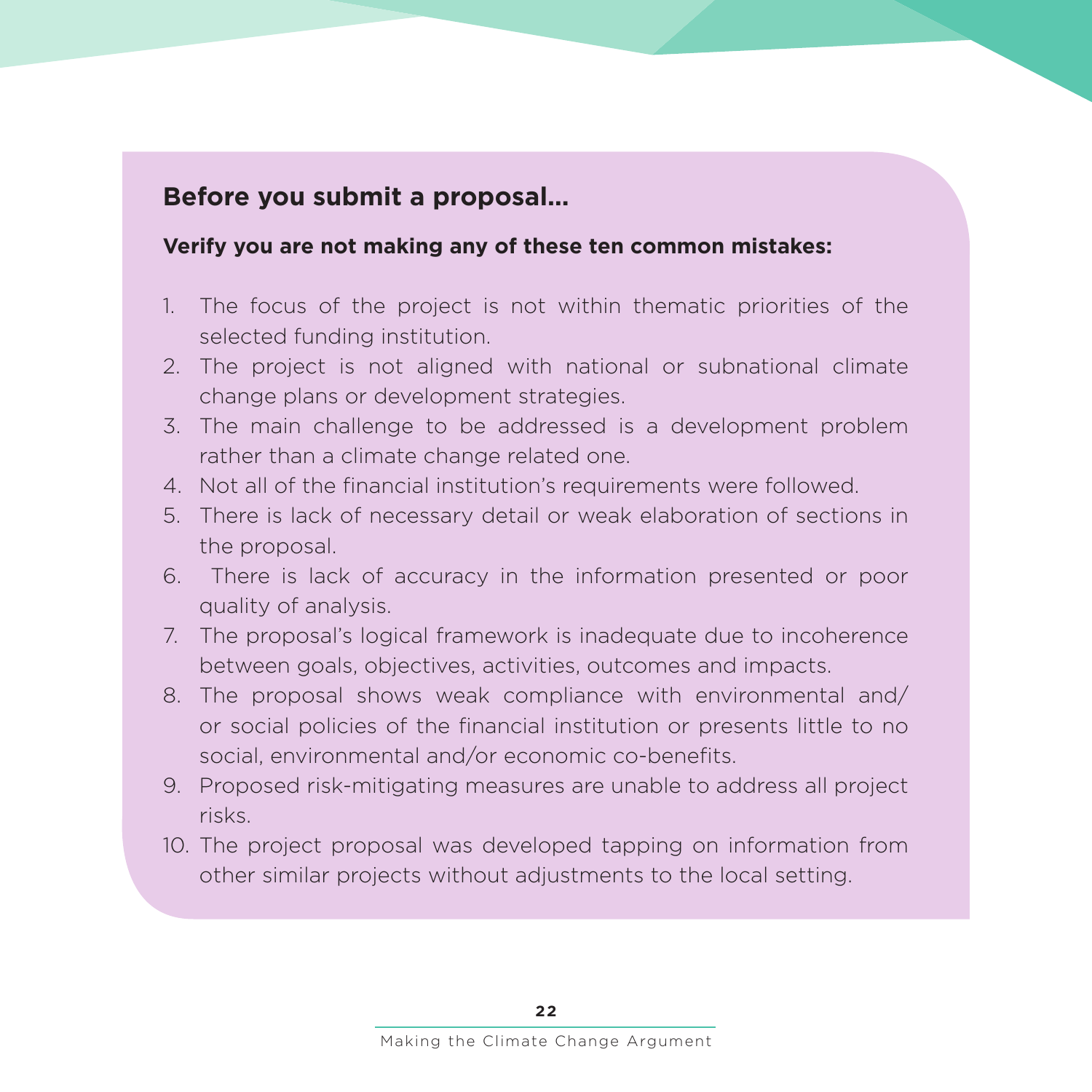## Before you submit a proposal...

**Verify you are not making any of these ten common mistakes:**

1. The focus of the project is not within thematic priorities of the selected funding institution.
2. The project is not aligned with national or subnational climate change plans or development strategies.
3. The main challenge to be addressed is a development problem rather than a climate change related one.
4. Not all of the financial institution's requirements were followed.
5. There is lack of necessary detail or weak elaboration of sections in the proposal.
6. There is lack of accuracy in the information presented or poor quality of analysis.
7. The proposal's logical framework is inadequate due to incoherence between goals, objectives, activities, outcomes and impacts.
8. The proposal shows weak compliance with environmental and/or social policies of the financial institution or presents little to no social, environmental and/or economic co-benefits.
9. Proposed risk-mitigating measures are unable to address all project risks.
10. The project proposal was developed tapping on information from other similar projects without adjustments to the local setting.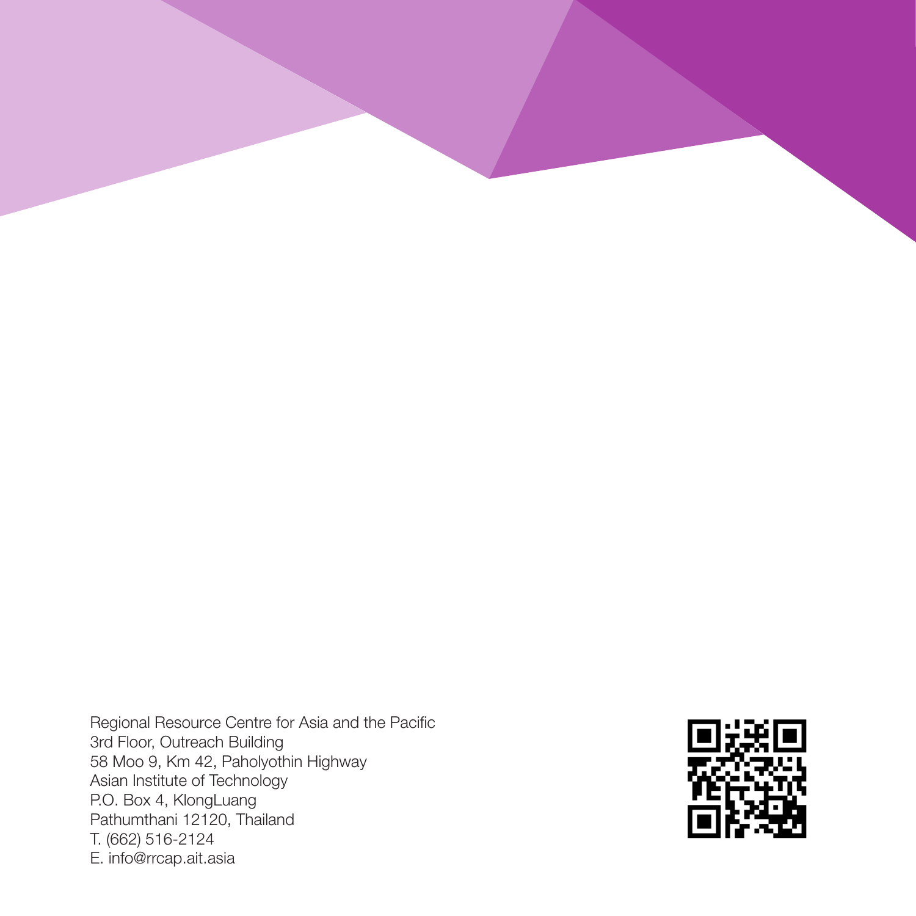Regional Resource Centre for Asia and the Pacific
3rd Floor, Outreach Building
58 Moo 9, Km 42, Paholyothin Highway
Asian Institute of Technology
P.O. Box 4, KlongLuang
Pathumthani 12120, Thailand
T. (662) 516-2124
E. info@rrcap.ait.asia